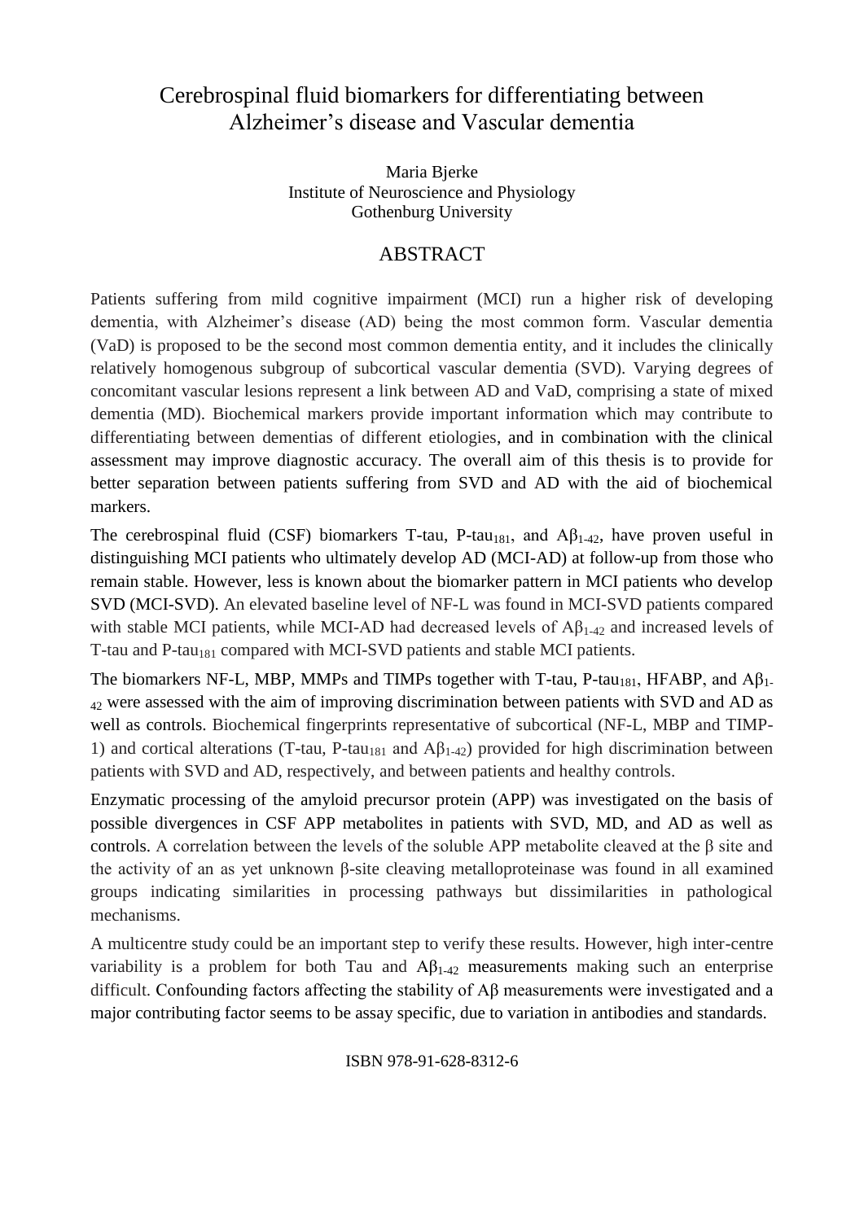# Cerebrospinal fluid biomarkers for differentiating between Alzheimer's disease and Vascular dementia

Maria Bjerke
Institute of Neuroscience and Physiology
Gothenburg University

## ABSTRACT

Patients suffering from mild cognitive impairment (MCI) run a higher risk of developing dementia, with Alzheimer's disease (AD) being the most common form. Vascular dementia (VaD) is proposed to be the second most common dementia entity, and it includes the clinically relatively homogenous subgroup of subcortical vascular dementia (SVD). Varying degrees of concomitant vascular lesions represent a link between AD and VaD, comprising a state of mixed dementia (MD). Biochemical markers provide important information which may contribute to differentiating between dementias of different etiologies, and in combination with the clinical assessment may improve diagnostic accuracy. The overall aim of this thesis is to provide for better separation between patients suffering from SVD and AD with the aid of biochemical markers.

The cerebrospinal fluid (CSF) biomarkers T-tau, P-tau$_{181}$, and A$\beta_{1\text{-}42}$, have proven useful in distinguishing MCI patients who ultimately develop AD (MCI-AD) at follow-up from those who remain stable. However, less is known about the biomarker pattern in MCI patients who develop SVD (MCI-SVD). An elevated baseline level of NF-L was found in MCI-SVD patients compared with stable MCI patients, while MCI-AD had decreased levels of A$\beta_{1\text{-}42}$ and increased levels of T-tau and P-tau$_{181}$ compared with MCI-SVD patients and stable MCI patients.

The biomarkers NF-L, MBP, MMPs and TIMPs together with T-tau, P-tau$_{181}$, HFABP, and A$\beta_{1\text{-}42}$ were assessed with the aim of improving discrimination between patients with SVD and AD as well as controls. Biochemical fingerprints representative of subcortical (NF-L, MBP and TIMP-1) and cortical alterations (T-tau, P-tau$_{181}$ and A$\beta_{1\text{-}42}$) provided for high discrimination between patients with SVD and AD, respectively, and between patients and healthy controls.

Enzymatic processing of the amyloid precursor protein (APP) was investigated on the basis of possible divergences in CSF APP metabolites in patients with SVD, MD, and AD as well as controls. A correlation between the levels of the soluble APP metabolite cleaved at the β site and the activity of an as yet unknown β-site cleaving metalloproteinase was found in all examined groups indicating similarities in processing pathways but dissimilarities in pathological mechanisms.

A multicentre study could be an important step to verify these results. However, high inter-centre variability is a problem for both Tau and A$\beta_{1\text{-}42}$ measurements making such an enterprise difficult. Confounding factors affecting the stability of Aβ measurements were investigated and a major contributing factor seems to be assay specific, due to variation in antibodies and standards.

ISBN 978-91-628-8312-6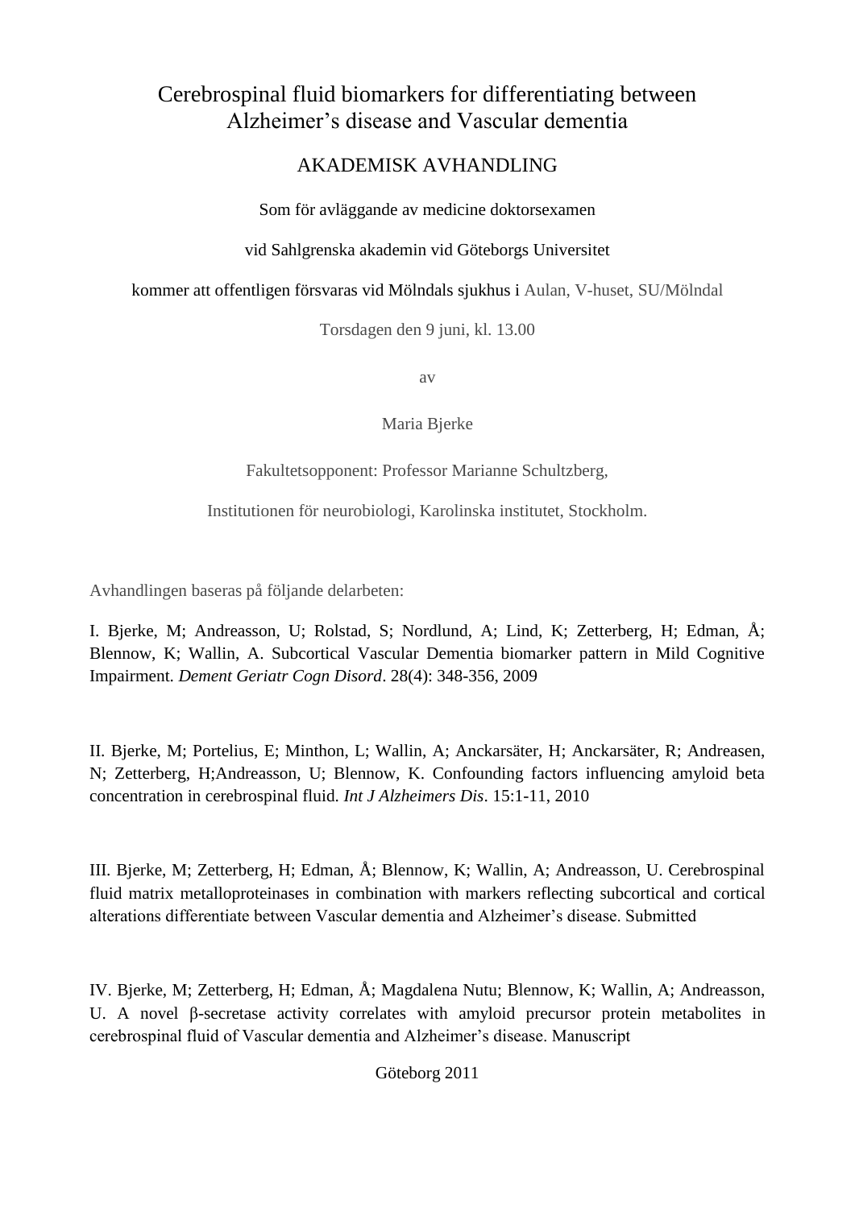# Cerebrospinal fluid biomarkers for differentiating between Alzheimer's disease and Vascular dementia

## AKADEMISK AVHANDLING

Som för avläggande av medicine doktorsexamen

vid Sahlgrenska akademin vid Göteborgs Universitet

kommer att offentligen försvaras vid Mölndals sjukhus i Aulan, V-huset, SU/Mölndal

Torsdagen den 9 juni, kl. 13.00

av

Maria Bjerke

Fakultetsopponent: Professor Marianne Schultzberg,

Institutionen för neurobiologi, Karolinska institutet, Stockholm.

Avhandlingen baseras på följande delarbeten:

I. Bjerke, M; Andreasson, U; Rolstad, S; Nordlund, A; Lind, K; Zetterberg, H; Edman, Å; Blennow, K; Wallin, A. Subcortical Vascular Dementia biomarker pattern in Mild Cognitive Impairment. *Dement Geriatr Cogn Disord*. 28(4): 348-356, 2009

II. Bjerke, M; Portelius, E; Minthon, L; Wallin, A; Anckarsäter, H; Anckarsäter, R; Andreasen, N; Zetterberg, H;Andreasson, U; Blennow, K. Confounding factors influencing amyloid beta concentration in cerebrospinal fluid. *Int J Alzheimers Dis*. 15:1-11, 2010

III. Bjerke, M; Zetterberg, H; Edman, Å; Blennow, K; Wallin, A; Andreasson, U. Cerebrospinal fluid matrix metalloproteinases in combination with markers reflecting subcortical and cortical alterations differentiate between Vascular dementia and Alzheimer's disease. Submitted

IV. Bjerke, M; Zetterberg, H; Edman, Å; Magdalena Nutu; Blennow, K; Wallin, A; Andreasson, U. A novel β-secretase activity correlates with amyloid precursor protein metabolites in cerebrospinal fluid of Vascular dementia and Alzheimer's disease. Manuscript

Göteborg 2011